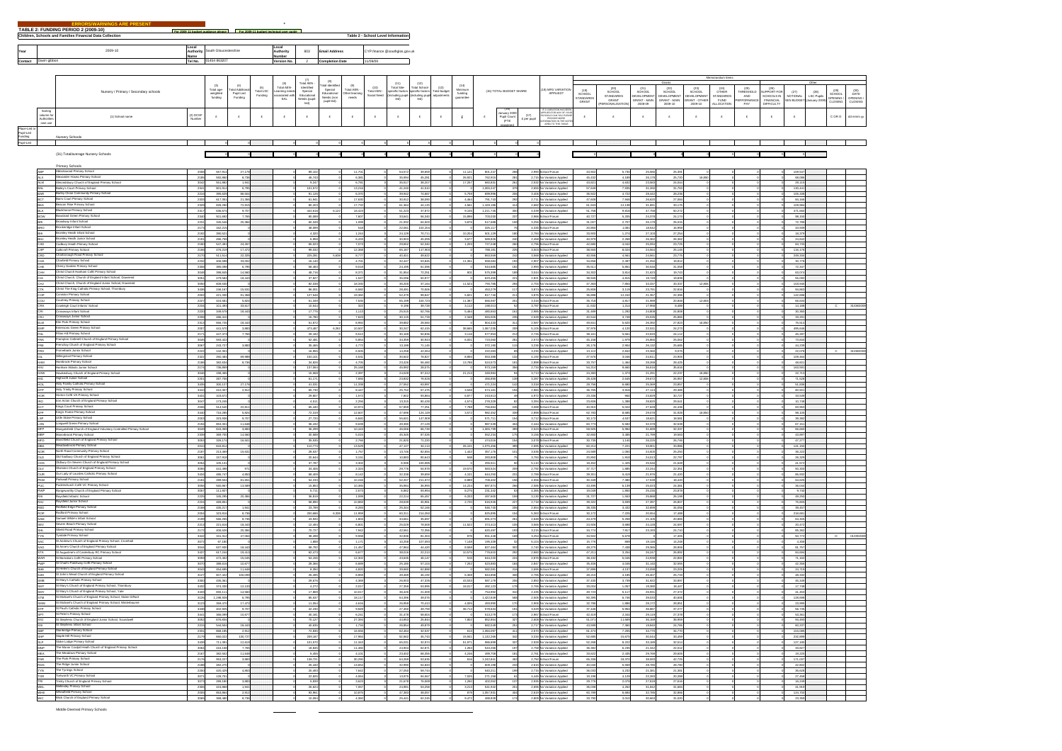ERRORS/WARNINGS ARE PRESENT

TABLE 2: FUNDING PERIOD 2 (2009-10)

Children, Schools and Families Financial Data Collection

Table 2 - School Level Information

| Year | 2009-10 | Local Authority Name | South Gloucestershire | Local Authority Number | 803 | Email Address | CYP.finance @southglos.gov.uk |
|---|---|---|---|---|---|---|---|
| Contact | Dawn gibbon | Tel No. | 01454 863207 | Version No. | 2 | Completion Date | 11/09/09 |

Nursery Schools

(31) Total/average Nursery Schools

Primary Schools

| Code | School name | DCSF Number |
|---|---|---|
| ABP | Abbotswood Primary School | 2000 |
| ALG | Alexander Hosea Primary School | 2188 |
| ALM | Almondsbury Church of England Primary School | 3010 |
| BAL | Bailey's Court Primary School | 2341 |
| BAR | Barley Close Community Primary School | 2310 |
| BCT | Barrs Court Primary School | 2333 |
| BEA | Beacon Rise Primary School | 2020 |
| BLA | Blackhorse Primary School | 2317 |
| BOW | Bowsland Green Primary School | 2340 |
| BRI | Bromley Heath Infant School | 2251 |
| BRO | Bromley Heath Junior School | 2174 |
| BHI | Bromley Heath Infant School | 2182 |
| BHJ | Bromley Heath Junior School | 2191 |
| CAD | Cadbury Heath Primary School | 2160 |
| CAP | Callicroft Primary School | 2166 |
| CBG | Charborough Road Primary School | 2170 |
| CHA | Charfield Primary School | 2220 |
| CHE | Cherry Garden Primary School | 2338 |
| CHH | Christ Church Hanham CofE Primary School | 3049 |
| CHI | Christ Church, Church of England Infant School, Downend | 3051 |
| CHJ | Christ Church, Church of England Junior School, Downend | 3060 |
| CTK | Christ The King Catholic Primary School, Thornbury | 3438 |
| COP | Coniston Primary School | 2002 |
| COU | Courtney Primary School | 2227 |
| CRA | Crossways Junior School | 2250 |
| CRI | Crossways Infant School | 2220 |
| CRJ | Crossways Junior School | 2159 |
| ELM | Elm Park Primary School | 2013 |
| EMP | Emersons Green Primary School | 2007 |
| FAL | Filton Hill Primary School | 2177 |
| FRA | Frampton Cotterell Church of England Primary School | 3026 |
| FRE | Frenchay Church of England Primary School | 3067 |
| FRO | Fromeblank Junior School | 2222 |
| GIL | Gillingstool Primary School | 2322 |
| HAN | Hambrook Primary School | 2185 |
| HAJ | Hanham Abbots Junior School | 2174 |
| HAW | Hawkesbury Church of England Primary School | 3068 |
| HIG | Highcroft Junior School | 2201 |
| HOL | Holy Family Catholic Primary School | 3320 |
| HTP | Holy Trinity Primary School | 3402 |
| HOR | Horton CofE VA Primary School | 3181 |
| IRO | Iron Acton Church of England Primary School | 3067 |
| KCT | Kings Court Primary School | 2332 |
| KFP | Kings Forest Primary School | 3160 |
| LSP | Little Stoke Primary School | 2002 |
| LGN | Longwell Green Primary School | 2199 |
| MBP | Mangotsfield Church of England Voluntary Controlled Primary School | 3324 |
| MOO | Moorcroft Primary School | 2339 |
| MPO | Manorbrook Primary School | 3063 |
| NBS | Meadowbrook Primary School | 2010 |
| NOR | North Road Community Primary School | 2187 |
| OLD | Old Sodbury Church of England Primary School | 3081 |
| OLS | Oldbury On Severn Church of England Primary School | 3054 |
| OLV | Olveston Church of England Primary School | 3085 |
| OUR | Our Lady of Lourdes Catholic Primary School | 3404 |
| PAW | Parkwall Primary School | 2181 |
| PUC | Pucklechurch CofE VC Primary School | 3066 |
| RWP | Rangeworthy Church of England Primary School | 3087 |
| RIA | Raysfield Infants' School | 2229 |
| RAJ | Raysfield Junior School | 2212 |
| RED | Redfield Edge Primary School | 2188 |
| RDP | Redland Primary School | 3064 |
| SAM | Samuel White's Infant School | 2189 |
| SBO | Severn Beach Primary School | 2201 |
| SHL | Shield Road Primary School | 2172 |
| TYN | Tyndale Primary School | 3102 |
| SAC | St Andrew's Church of England Primary School, Cromhall | 3077 |
| SAG | St Anne's Church of England Primary School | 3004 |
| STA | St Augustine's of Canterbury RC Primary School | 3407 |
| SBR | St Barnabas's CofE Primary School | 3060 |
| SCH | St Chad's Patchway CofE Primary School | 3070 |
| SHE | St Helen's Church of England Primary School | 3063 |
| SJB | St John's Mead Church of England Primary School | 3127 |
| SMB | St Mary's Catholic Primary School | 3007 |
| SMT | St Mary's Church of England Primary School, Thornbury | 3432 |
| SMY | St Mary's Church of England Primary School, Yate | 3466 |
| STM | St Michael's Church of England Primary School, Stoke Gifford | 3124 |
| SMW | St Michael's Church of England Primary School, Winterbourne | 3123 |
| STP | St Paul's Catholic Primary School | 3309 |
| SPP | St Peter's Primary School | 3161 |
| STS | St Stephen's Church of England Junior School, Soundwell | 3062 |
| SSI | St Stephen's Infant School | 2213 |
| SBP | Stanbridge Primary School | 2341 |
| SHP | Staple Hill Primary School | 2179 |
| SLP | Stoke Lodge Primary School | 3428 |
| SMP | The Manor Coalpit Heath Church of England Primary School | 3061 |
| MEA | The Meadows Primary School | 2167 |
| PAR | The Park Primary School | 2176 |
| RDG | The Ridge Junior School | 2168 |
| TYP | The Tynings School | 2264 |
| TOR | Tortworth VC Primary School | 3071 |
| TRI | Trinity Church of England Primary School | 3072 |
| WEL | Watermore Primary School | 2160 |
| WOO | Woodstock Primary School | 2005 |
| WIC | Wick Church of England Primary School | 3069 |

Middle Deemed Primary Schools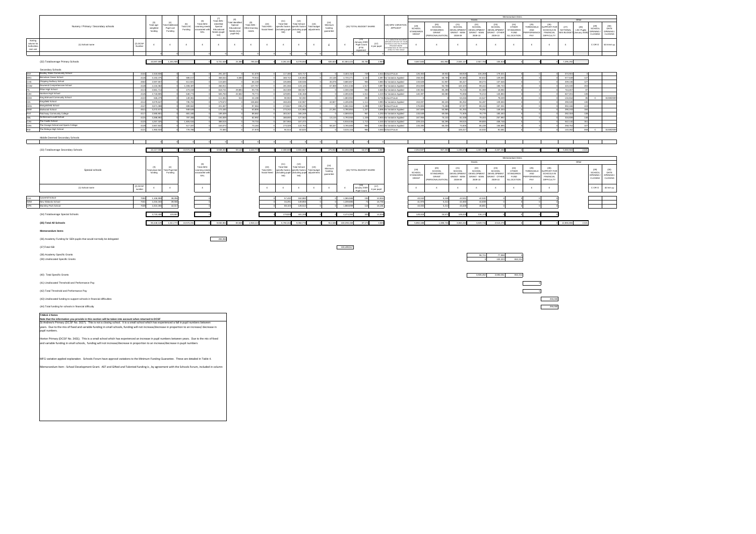| | | (3) Total age-weighted funding | (4) Total Additional Pupil-Led Funding | (5) Total LSC Funding | (6) Total AEN-Learning needs associated with EAL | (7) Total AEN - Identified Special Educational Needs (pupil-led) | (8) Total Identified Special Educational Needs (non pupil-led) | (9) Total AEN - Other learning needs | (10) Total AEN - Social Need | (11) Total Site-specific factors (including pupil-led) | (12) Total School-specific factors (including pupil-led) | (13) Total budget adjustments | (14) Minimum funding guarantee | (15) TOTAL BUDGET SHARE | (16) January 2009 Pupil Count (FTE registered) | (17) £ per pupil | (18) MFG VARIATION APPLIED? |
|---|---|---|---|---|---|---|---|---|---|---|---|---|---|---|---|---|---|
| Sorting column for Authorities own use | (1) School name (2) DCSF Number | £ | £ | £ | £ | £ | £ | £ | £ | £ | £ | £ | £ | £ | | £ per pupil | |
| | (32) Total/average Primary Schools | 43,697,690 | 1,491,900 | | 0 | 8,731,949 | 24,360 | 793,314 | 0 | 3,291,812 | 4,079,363 | 0 | 635,422 | 61,864,424 | 20,738 | 2,983 | |

**Secondary Schools**

| | School name | DCSF Number | (3) | (4) | (5) | (6) | (7) | (8) | (9) | (10) | (11) | (12) | (13) | (14) | (15) | (16) | (17) | (18) |
|---|---|---|---|---|---|---|---|---|---|---|---|---|---|---|---|---|---|---|
| BST | Bradley Stoke Community School | 4104 | 2,316,636 | 0 | 0 | 0 | 291,437 | 0 | 91,876 | 0 | 117,496 | 403,717 | 0 | 0 | 3,463,162 | 733 | 4,544 | School Formula |
| BRO | Brimsham Green School | 4108 | 3,155,475 | 0 | 685,017 | 0 | 300,841 | 9,490 | 79,918 | 0 | 169,742 | 146,858 | 0 | 22,143 | 4,720,271 | 1,150 | 4,097 | No Variation Applied |
| CHS | Chipping Sodbury School | 4060 | 2,597,067 | 0 | 611,921 | 0 | 119,420 | 0 | 80,335 | 0 | 126,898 | 108,938 | 0 | 45,373 | 3,880,807 | 966 | 3,860 | No Variation Applied |
| DOW | Downend Comprehensive School | 4169 | 4,118,362 | 0 | 1,036,497 | 0 | 266,811 | 0 | 107,702 | 0 | 201,866 | 123,145 | 0 | 67,306 | 5,811,036 | 1,507 | 3,897 | No Variation Applied |
| FIL | Filton High School | 4113 | 2,891,714 | 0 | 473,339 | 0 | 610,741 | 29,865 | 83,739 | 0 | 152,308 | 300,367 | 0 | 0 | 4,190,208 | 932 | 4,449 | No Variation Applied |
| HAN | Hanham High School | 4165 | 2,749,966 | 0 | 648,778 | 0 | 585,763 | 22,960 | 70,774 | 0 | 129,895 | 136,358 | 0 | 0 | 4,260,826 | 1,011 | 4,219 | No Variation Applied |
| KED | King Edmund Community School | 4120 | 848,479 | 0 | 149,281 | 0 | 111,361 | 910 | 24,199 | 0 | 59,903 | 92,390 | 0 | 0 | 1,883,902 | 282 | 3,716 | School Formula |
| KIN | Kingsfield School | 4153 | 3,079,647 | 0 | 735,710 | 0 | 179,872 | 0 | 106,660 | 0 | 186,403 | 132,567 | 0 | 42,807 | 4,439,899 | 1,111 | 3,959 | No Variation Applied |
| MAN | Marlwood School | 4167 | 3,871,088 | 0 | 699,063 | 0 | 221,007 | 0 | 97,904 | 0 | 173,847 | 198,474 | 0 | 0 | 5,861,344 | 1,289 | 3,837 | School Formula |
| MAR | Marlwood School | 4051 | 3,272,570 | 0 | 948,028 | 0 | 172,430 | 0 | 63,806 | 0 | 173,242 | 121,903 | 0 | 27,291 | 4,780,854 | 1,227 | 3,898 | No Variation Applied |
| PAT | Patchway Community College | 4117 | 2,946,901 | 0 | 681,440 | 0 | 180,409 | 0 | 86,602 | 0 | 183,347 | 246,249 | 0 | 0 | 4,369,915 | 987 | 4,250 | No Variation Applied |
| SBL | Sir Bernard Lovell School | 4153 | 3,398,390 | 0 | 797,385 | 0 | 194,839 | 0 | 82,692 | 0 | 188,682 | 177,940 | 0 | 13,115 | 4,793,594 | 1,228 | 3,904 | No Variation Applied |
| CAS | The Castle School | 4123 | 4,237,320 | 0 | 1,005,534 | 0 | 396,516 | 0 | 79,731 | 0 | 207,958 | 167,472 | 0 | 0 | 6,816,538 | 1,712 | 3,993 | No Variation Applied |
| GRA | The Grange School and Sports College | 4149 | 2,897,942 | 0 | 517,337 | 0 | 163,072 | 0 | 73,264 | 0 | 173,328 | 122,752 | 0 | 50,367 | 3,795,693 | 965 | 3,947 | No Variation Applied |
| RID | The Ridings High School | 4121 | 1,946,533 | 0 | 778,786 | 0 | 72,883 | 0 | 27,878 | 0 | 94,514 | 82,823 | 0 | 0 | 3,015,116 | 986 | 3,059 | School Formula |

**Middle Deemed Secondary Schools**

| | (3) | (4) | (5) | (6) | (7) | (8) | (9) | (10) | (11) | (12) | (13) | (14) | (15) | (16) | (17) |
|---|---|---|---|---|---|---|---|---|---|---|---|---|---|---|---|
| (33) Total/average Secondary Schools | 43,117,050 | 0 | 10,575,231 | 0 | 3,549,254 | 59,140 | 1,122,775 | 0 | 2,306,809 | 2,831,492 | 0 | 275,401 | 64,255,386 | 16,071 | 3,997 |

**Memorandum Items**

| | (19) SCHOOL STANDARDS GRANT | (20) SCHOOL STANDARDS GRANT (PERSONALISATION) | (21) SCHOOL DEVELOPMENT GRANT - MAIN 2008-09 | (22) SCHOOL DEVELOPMENT GRANT - MAIN 2009-10 | (23) SCHOOL DEVELOPMENT GRANT - OTHER 2009-10 | (24) OTHER STANDARDS FUND ALLOCATION | (25) THRESHOLD AND PERFORMANCE PAY | (26) SUPPORT FOR SCHOOLS IN FINANCIAL DIFFICULTY | (27) NOTIONAL SEN BUDGET | (28) LSC Pupils (January 2009) | (29) SCHOOL OPENING / CLOSING | (30) DATE OPENING / CLOSING |
|---|---|---|---|---|---|---|---|---|---|---|---|---|
| Primary total | 3,697,500 | 461,952 | 2,506,140 | 2,507,758 | 105,818 | 0 | 0 | 0 | 7,295,250 | | | |
| Bradley Stoke Community School | 126,300 | 39,931 | 88,918 | 106,208 | 179,421 | 0 | 0 | 0 | 273,916 | 0 | | |
| Brimsham Green School | 158,304 | 68,760 | 80,880 | 82,810 | 129,300 | 0 | 0 | 0 | 377,509 | 147 | | |
| Chipping Sodbury School | 133,628 | 51,987 | 66,417 | 68,271 | 137,546 | 0 | 0 | 0 | 208,139 | 127 | | |
| Downend Comprehensive School | 204,668 | 94,758 | 100,100 | 99,643 | 188,743 | 0 | 0 | 0 | 419,100 | 204 | | |
| Filton High School | 130,364 | 35,389 | 76,218 | 81,308 | 16,380 | 0 | 0 | 0 | 764,897 | 87 | | |
| Hanham High School | 140,387 | 60,086 | 79,608 | 70,213 | 145,890 | 0 | 0 | 0 | 627,201 | 126 | | |
| King Edmund Community School | 0 | 0 | 53,246 | 24,547 | 78,009 | 0 | 0 | 0 | 133,998 | 36 | C | 31/08/2009 |
| Kingsfield School | 153,067 | 30,135 | 85,252 | 96,497 | 129,300 | 0 | 0 | 0 | 208,036 | 130 | | |
| Marlwood School | 175,805 | 73,489 | 67,977 | 89,152 | 157,191 | 0 | 0 | 0 | 355,166 | 174 | | |
| Marlwood School | 167,629 | 59,988 | 91,255 | 70,291 | 148,153 | 0 | 0 | 0 | 290,332 | 164 | | |
| Patchway Community College | 133,509 | 49,003 | 71,905 | 70,779 | 183,453 | 0 | 0 | 0 | 292,318 | 138 | | |
| Sir Bernard Lovell School | 167,950 | 75,133 | 81,339 | 75,603 | 157,852 | 0 | 0 | 0 | 316,609 | 148 | | |
| The Castle School | 229,424 | 96,399 | 99,915 | 99,800 | 338,748 | 0 | 0 | 0 | 542,140 | 351 | | |
| The Grange School and Sports College | 133,385 | 56,200 | 73,605 | 85,438 | 156,365 | 0 | 0 | 0 | 258,756 | 127 | | |
| The Ridings High School | 0 | 0 | 105,417 | 43,500 | 91,681 | 0 | 0 | 0 | 143,250 | 398 | C | 31/08/2009 |
| (33) Total Secondary | 2,054,847 | 907,350 | 1,220,879 | 1,167,787 | 2,407,160 | 0 | 0 | 0 | 5,560,561 | 2,371 | | |

**Special schools**

| | | (3) Total place-led funding | (4) Total Pupil-led Funding | (6) Total AEN-Learning needs associated with EAL | (10) Total AEN - Social Need | (11) Total Site-specific factors (including pupil-led) | (12) Total School-specific factors (including pupil-led) | (13) Total budget adjustments | (14) Minimum funding guarantee | (15) TOTAL BUDGET SHARE | (16) January 2009 Pupil Count | (17) £ per pupil |
|---|---|---|---|---|---|---|---|---|---|---|---|---|
| (1) School name | (2) DCSF number | £ | £ | £ | £ | £ | £ | £ | £ | £ | | £ per pupil |
| CUL Culverhill School | 7000 | 1,108,999 | 38,281 | 0 | 0 | 57,432 | 162,892 | 0 | 0 | 1,369,948 | 130 | 10,504 |
| NEW New Siblands School | 7001 | 1,014,183 | 39,566 | 0 | 0 | 34,201 | 149,856 | 0 | 0 | 1,239,886 | 72 | 16,799 |
| SPS Sherbury Park School | 7008 | 1,610,296 | 42,017 | 0 | 0 | 88,103 | 128,512 | 0 | 0 | 1,868,899 | 110 | 16,135 |
| (34) Total/average Special Schools | | 3,733,480 | 119,863 | | | 179,835 | 441,260 | | 0 | 4,474,398 | 315 | 14,204 |
| (35) Total All Schools | | 90,448,129 | 1,611,773 | 10,575,231 | 9,630,851 | 83,500 | 5,778,464 | 6,790,771 | 911,363 | 130,290,106 | 37,173 | 3,908 |

| | (19) SCHOOL STANDARDS GRANT | (20) SCHOOL STANDARDS GRANT (PERSONALISATION) | (21) SCHOOL DEVELOPMENT GRANT - MAIN 2008-09 | (22) SCHOOL DEVELOPMENT GRANT - MAIN 2009-10 | (23) SCHOOL DEVELOPMENT GRANT - OTHER 2009-10 | (24) OTHER STANDARDS FUND ALLOCATION | (25) THRESHOLD AND PERFORMANCE PAY | (26) SUPPORT FOR SCHOOLS IN FINANCIAL DIFFICULTY | (28) LSC Pupils | (29) SCHOOL OPENING / CLOSING | (30) DATE OPENING / CLOSING |
|---|---|---|---|---|---|---|---|---|---|---|---|
| Culverhill School | 43,032 | 6,148 | 42,931 | 42,931 | 0 | 0 | 0 | 0 | | | |
| New Siblands School | 43,978 | 5,212 | 42,460 | 44,838 | 0 | 0 | 0 | 0 | | | |
| Sherbury Park School | 43,000 | 5,212 | 43,428 | 46,801 | 0 | 0 | 0 | 0 | | | |
| (34) Total Special | 130,010 | 16,572 | 128,819 | 134,170 | 0 | 0 | 0 | 0 | | | |
| (35) Total All Schools | 5,882,198 | 1,385,721 | 3,860,244 | 3,820,741 | 2,513,275 | 0 | 0 | 0 | 12,855,896 | 2,371 | |

**Memorandum Items**

(36) Academy Funding for SEN pupils that would normally be delegated — 205,358

(37) Total ISB — 130,499,617

(38) Academy Specific Grants — 96,711 | 77,568 | 0

(39) Unallocated Specific Grants — 103,223 | 852,214

(40) Total Specific Grants — 2,926,452 | 2,694,091 | 852,214

(41) Unallocated Threshold and Performance Pay — 0

(42) Total Threshold and Performance Pay — 0

(43) Unallocated funding to support schools in financial difficulties — 256,000

(44) Total funding for schools in financial difficulty — 256,000

**TABLE 2 Notes**

**Note that the information you provide in this section will be taken into account when returned to DCSF**

St Andrew's Primary (DCSF No. 3027). This is not a closing school. It is a small school which has experienced a fall in pupil numbers between years. Due to the mix of fixed and variable funding in small schools, funding will not increase/decrease in proportion to an increase/ decrease in pupil numbers.

Horton Primary (DCSF No. 3431). This is a small school which has experienced an increase in pupil numbers between years. Due to the mix of fixed and variable funding in small schools, funding will not increase/decrease in proportion to an increase/decrease in pupil numbers

MFG variation applied explanation. Schools Forum have approved variations to the Minimum Funding Guarantee. These are detailed in Table 4.

Memorandum Item - School Development Grant. AST and Gifted and Talented funding is , by agreement with the Schools Forum, included in column